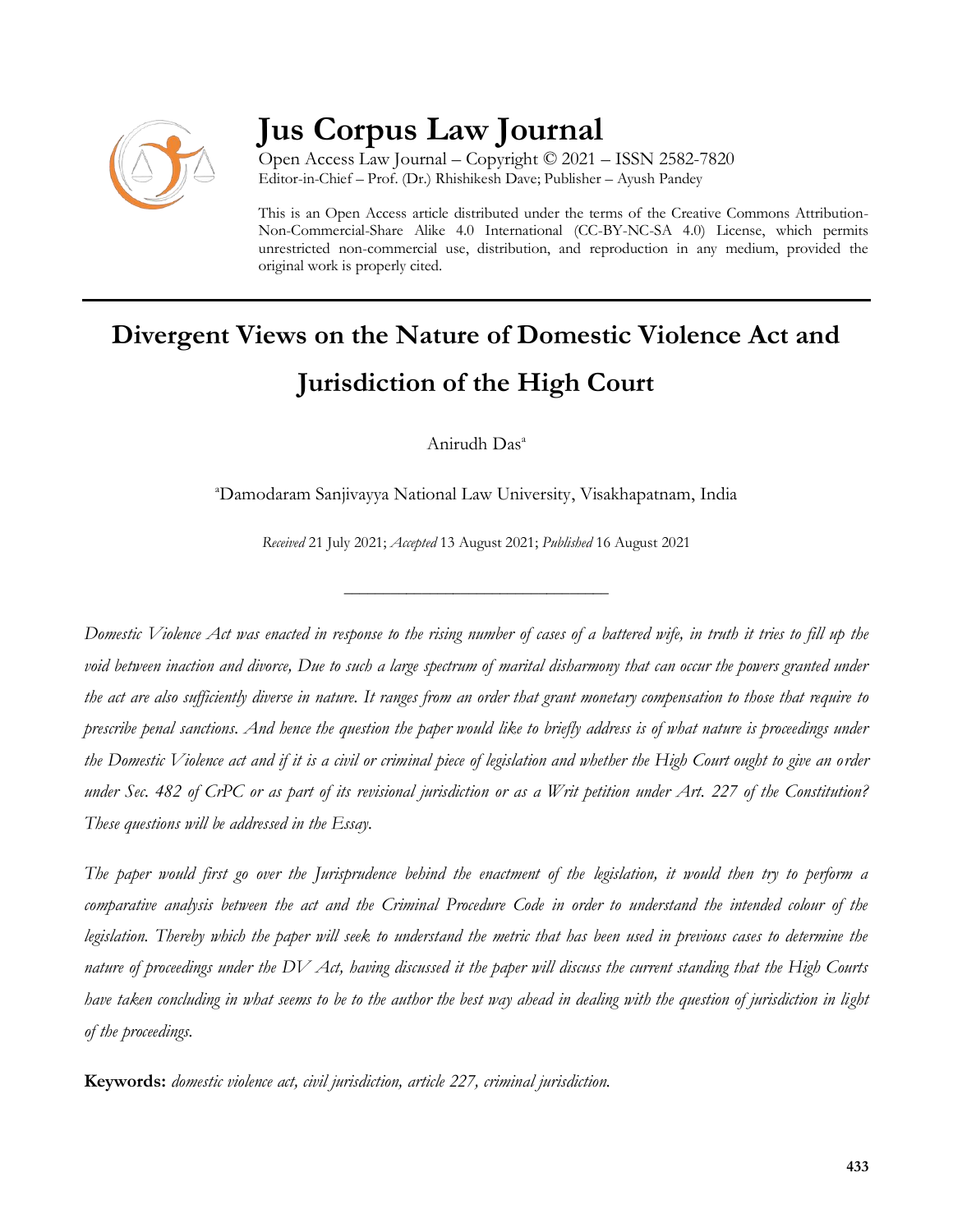# Jus Corpus Law Journal

Open Access Law Journal – Copyright © 2021 – ISSN 2582-7820
Editor-in-Chief – Prof. (Dr.) Rhishikesh Dave; Publisher – Ayush Pandey

This is an Open Access article distributed under the terms of the Creative Commons Attribution-Non-Commercial-Share Alike 4.0 International (CC-BY-NC-SA 4.0) License, which permits unrestricted non-commercial use, distribution, and reproduction in any medium, provided the original work is properly cited.

## Divergent Views on the Nature of Domestic Violence Act and Jurisdiction of the High Court

Anirudh Das[a]

[a]Damodaram Sanjivayya National Law University, Visakhapatnam, India

*Received* 21 July 2021; *Accepted* 13 August 2021; *Published* 16 August 2021

---

*Domestic Violence Act was enacted in response to the rising number of cases of a battered wife, in truth it tries to fill up the void between inaction and divorce, Due to such a large spectrum of marital disharmony that can occur the powers granted under the act are also sufficiently diverse in nature. It ranges from an order that grant monetary compensation to those that require to prescribe penal sanctions. And hence the question the paper would like to briefly address is of what nature is proceedings under the Domestic Violence act and if it is a civil or criminal piece of legislation and whether the High Court ought to give an order under Sec. 482 of CrPC or as part of its revisional jurisdiction or as a Writ petition under Art. 227 of the Constitution? These questions will be addressed in the Essay.*

*The paper would first go over the Jurisprudence behind the enactment of the legislation, it would then try to perform a comparative analysis between the act and the Criminal Procedure Code in order to understand the intended colour of the legislation. Thereby which the paper will seek to understand the metric that has been used in previous cases to determine the nature of proceedings under the DV Act, having discussed it the paper will discuss the current standing that the High Courts have taken concluding in what seems to be to the author the best way ahead in dealing with the question of jurisdiction in light of the proceedings.*

**Keywords:** *domestic violence act, civil jurisdiction, article 227, criminal jurisdiction.*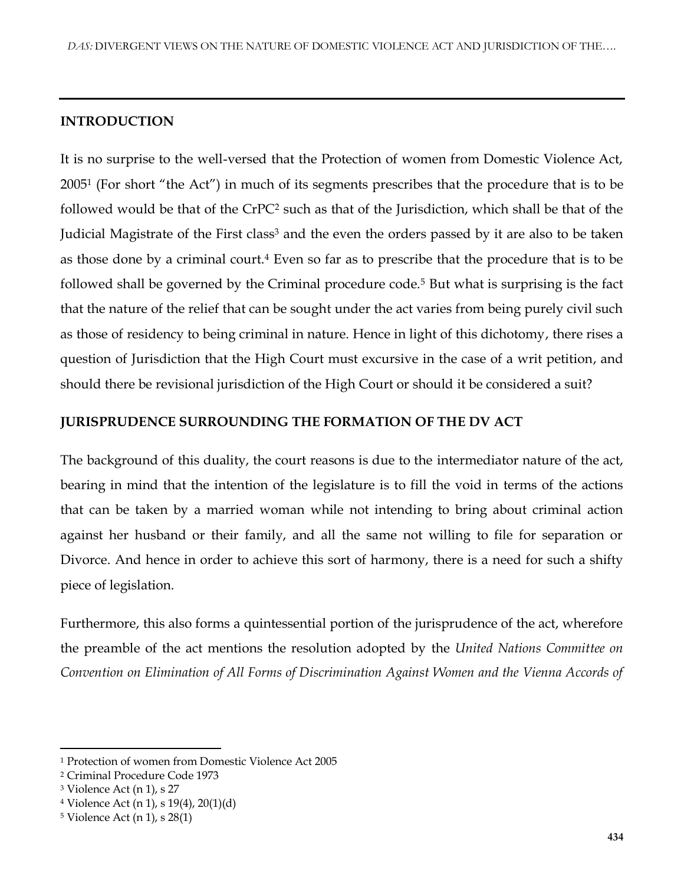## INTRODUCTION

It is no surprise to the well-versed that the Protection of women from Domestic Violence Act, 2005[1] (For short "the Act") in much of its segments prescribes that the procedure that is to be followed would be that of the CrPC[2] such as that of the Jurisdiction, which shall be that of the Judicial Magistrate of the First class[3] and the even the orders passed by it are also to be taken as those done by a criminal court.[4] Even so far as to prescribe that the procedure that is to be followed shall be governed by the Criminal procedure code.[5] But what is surprising is the fact that the nature of the relief that can be sought under the act varies from being purely civil such as those of residency to being criminal in nature. Hence in light of this dichotomy, there rises a question of Jurisdiction that the High Court must excursive in the case of a writ petition, and should there be revisional jurisdiction of the High Court or should it be considered a suit?

## JURISPRUDENCE SURROUNDING THE FORMATION OF THE DV ACT

The background of this duality, the court reasons is due to the intermediator nature of the act, bearing in mind that the intention of the legislature is to fill the void in terms of the actions that can be taken by a married woman while not intending to bring about criminal action against her husband or their family, and all the same not willing to file for separation or Divorce. And hence in order to achieve this sort of harmony, there is a need for such a shifty piece of legislation.

Furthermore, this also forms a quintessential portion of the jurisprudence of the act, wherefore the preamble of the act mentions the resolution adopted by the *United Nations Committee on Convention on Elimination of All Forms of Discrimination Against Women and the Vienna Accords of*

---

[1] Protection of women from Domestic Violence Act 2005

[2] Criminal Procedure Code 1973

[3] Violence Act (n 1), s 27

[4] Violence Act (n 1), s 19(4), 20(1)(d)

[5] Violence Act (n 1), s 28(1)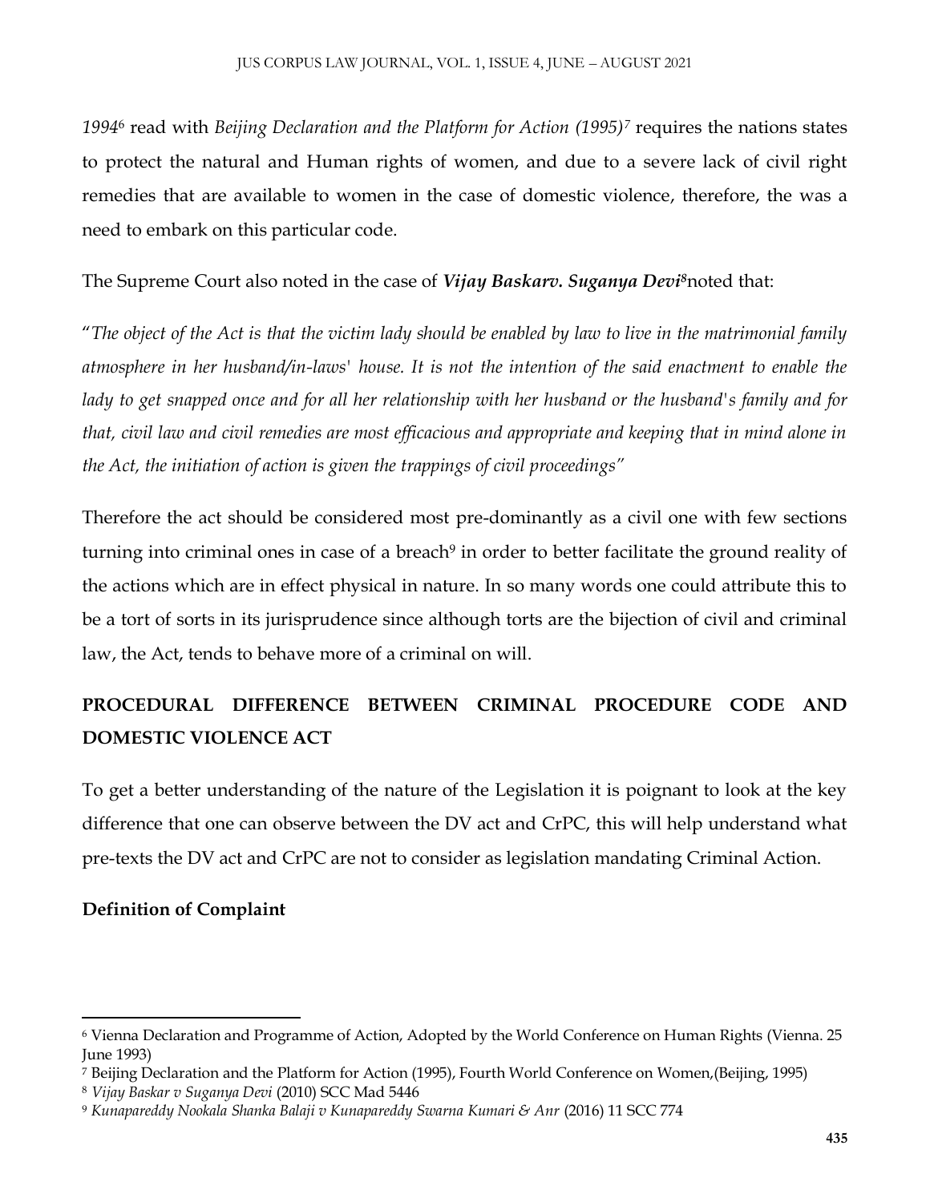*1994*[6] read with *Beijing Declaration and the Platform for Action (1995)*[7] requires the nations states to protect the natural and Human rights of women, and due to a severe lack of civil right remedies that are available to women in the case of domestic violence, therefore, the was a need to embark on this particular code.

The Supreme Court also noted in the case of ***Vijay Baskarv. Suganya Devi***[8]noted that:

"*The object of the Act is that the victim lady should be enabled by law to live in the matrimonial family atmosphere in her husband/in-laws' house. It is not the intention of the said enactment to enable the lady to get snapped once and for all her relationship with her husband or the husband's family and for that, civil law and civil remedies are most efficacious and appropriate and keeping that in mind alone in the Act, the initiation of action is given the trappings of civil proceedings"*

Therefore the act should be considered most pre-dominantly as a civil one with few sections turning into criminal ones in case of a breach[9] in order to better facilitate the ground reality of the actions which are in effect physical in nature. In so many words one could attribute this to be a tort of sorts in its jurisprudence since although torts are the bijection of civil and criminal law, the Act, tends to behave more of a criminal on will.

## PROCEDURAL DIFFERENCE BETWEEN CRIMINAL PROCEDURE CODE AND DOMESTIC VIOLENCE ACT

To get a better understanding of the nature of the Legislation it is poignant to look at the key difference that one can observe between the DV act and CrPC, this will help understand what pre-texts the DV act and CrPC are not to consider as legislation mandating Criminal Action.

### Definition of Complaint

---

[6] Vienna Declaration and Programme of Action, Adopted by the World Conference on Human Rights (Vienna. 25 June 1993)

[7] Beijing Declaration and the Platform for Action (1995), Fourth World Conference on Women,(Beijing, 1995)

[8] *Vijay Baskar v Suganya Devi* (2010) SCC Mad 5446

[9] *Kunapareddy Nookala Shanka Balaji v Kunapareddy Swarna Kumari & Anr* (2016) 11 SCC 774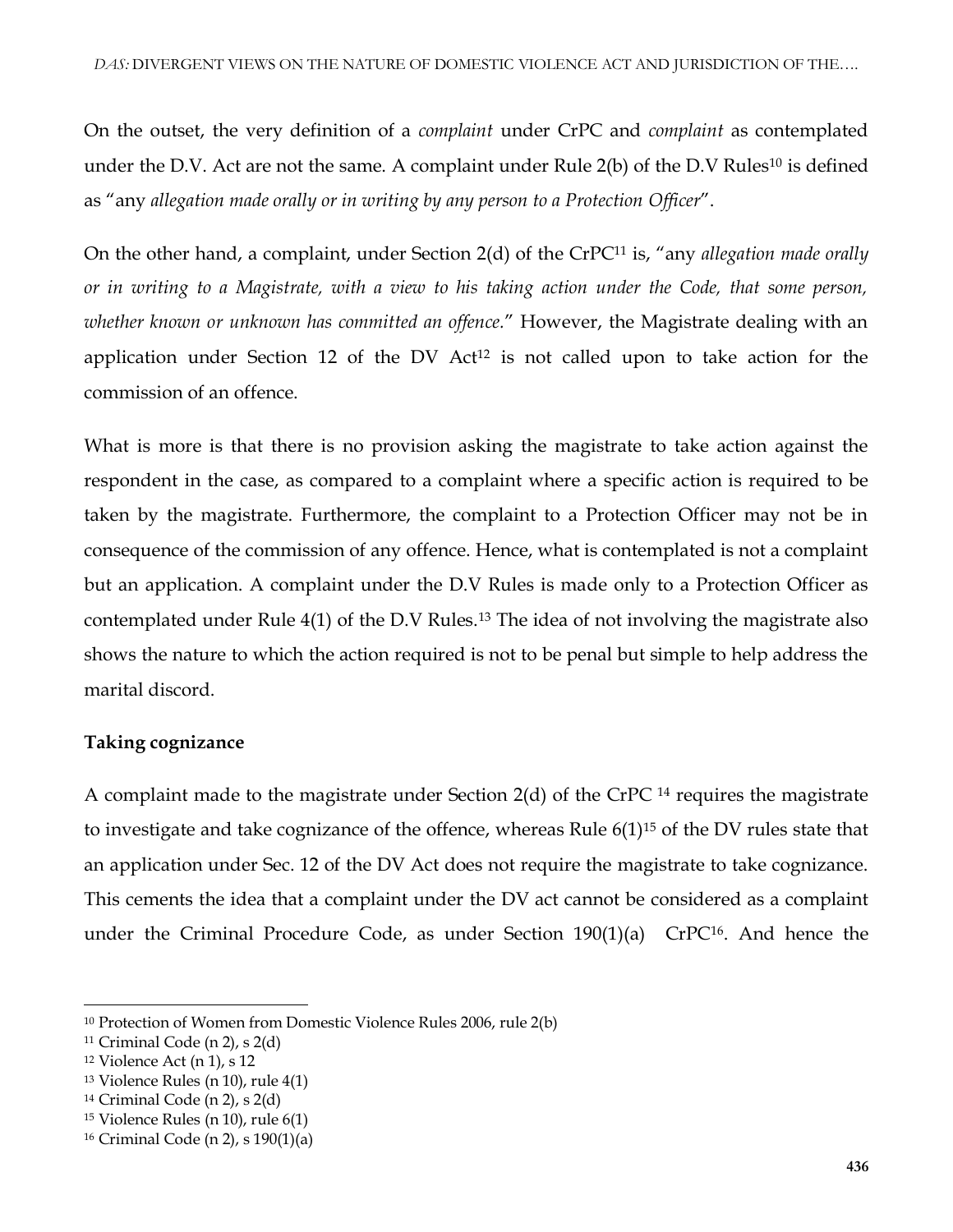On the outset, the very definition of a *complaint* under CrPC and *complaint* as contemplated under the D.V. Act are not the same. A complaint under Rule 2(b) of the D.V Rules[10] is defined as "any *allegation made orally or in writing by any person to a Protection Officer*".

On the other hand, a complaint, under Section 2(d) of the CrPC[11] is, "any *allegation made orally or in writing to a Magistrate, with a view to his taking action under the Code, that some person, whether known or unknown has committed an offence*." However, the Magistrate dealing with an application under Section 12 of the DV Act[12] is not called upon to take action for the commission of an offence.

What is more is that there is no provision asking the magistrate to take action against the respondent in the case, as compared to a complaint where a specific action is required to be taken by the magistrate. Furthermore, the complaint to a Protection Officer may not be in consequence of the commission of any offence. Hence, what is contemplated is not a complaint but an application. A complaint under the D.V Rules is made only to a Protection Officer as contemplated under Rule 4(1) of the D.V Rules.[13] The idea of not involving the magistrate also shows the nature to which the action required is not to be penal but simple to help address the marital discord.

**Taking cognizance**

A complaint made to the magistrate under Section 2(d) of the CrPC [14] requires the magistrate to investigate and take cognizance of the offence, whereas Rule 6(1)[15] of the DV rules state that an application under Sec. 12 of the DV Act does not require the magistrate to take cognizance. This cements the idea that a complaint under the DV act cannot be considered as a complaint under the Criminal Procedure Code, as under Section 190(1)(a) CrPC[16]. And hence the

---

[10] Protection of Women from Domestic Violence Rules 2006, rule 2(b)

[11] Criminal Code (n 2), s 2(d)

[12] Violence Act (n 1), s 12

[13] Violence Rules (n 10), rule 4(1)

[14] Criminal Code (n 2), s 2(d)

[15] Violence Rules (n 10), rule 6(1)

[16] Criminal Code (n 2), s 190(1)(a)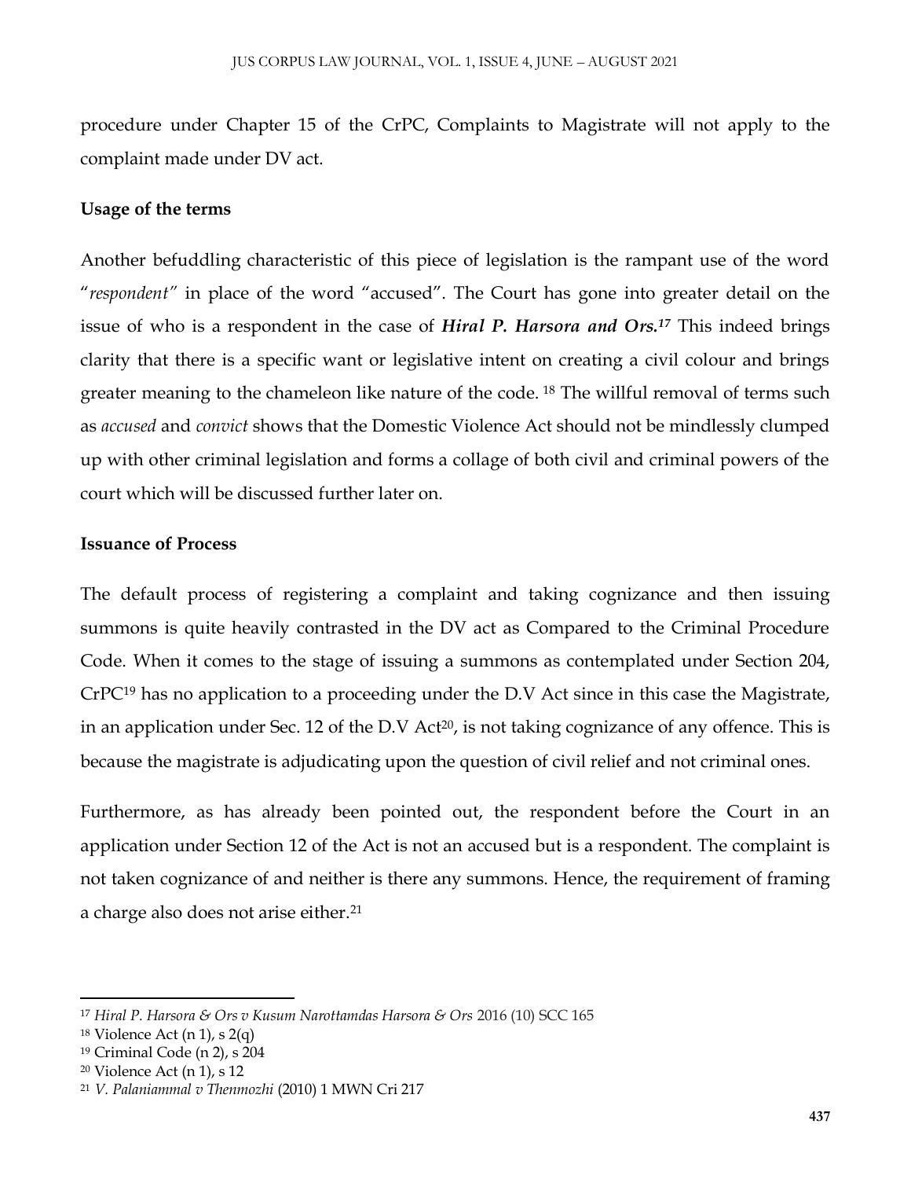procedure under Chapter 15 of the CrPC, Complaints to Magistrate will not apply to the complaint made under DV act.

**Usage of the terms**

Another befuddling characteristic of this piece of legislation is the rampant use of the word "*respondent*" in place of the word "accused". The Court has gone into greater detail on the issue of who is a respondent in the case of ***Hiral P. Harsora and Ors.***[17] This indeed brings clarity that there is a specific want or legislative intent on creating a civil colour and brings greater meaning to the chameleon like nature of the code. [18] The willful removal of terms such as *accused* and *convict* shows that the Domestic Violence Act should not be mindlessly clumped up with other criminal legislation and forms a collage of both civil and criminal powers of the court which will be discussed further later on.

**Issuance of Process**

The default process of registering a complaint and taking cognizance and then issuing summons is quite heavily contrasted in the DV act as Compared to the Criminal Procedure Code. When it comes to the stage of issuing a summons as contemplated under Section 204, CrPC[19] has no application to a proceeding under the D.V Act since in this case the Magistrate, in an application under Sec. 12 of the D.V Act[20], is not taking cognizance of any offence. This is because the magistrate is adjudicating upon the question of civil relief and not criminal ones.

Furthermore, as has already been pointed out, the respondent before the Court in an application under Section 12 of the Act is not an accused but is a respondent. The complaint is not taken cognizance of and neither is there any summons. Hence, the requirement of framing a charge also does not arise either.[21]

---

[17] *Hiral P. Harsora & Ors v Kusum Narottamdas Harsora & Ors* 2016 (10) SCC 165

[18] Violence Act (n 1), s 2(q)

[19] Criminal Code (n 2), s 204

[20] Violence Act (n 1), s 12

[21] *V. Palaniammal v Thenmozhi* (2010) 1 MWN Cri 217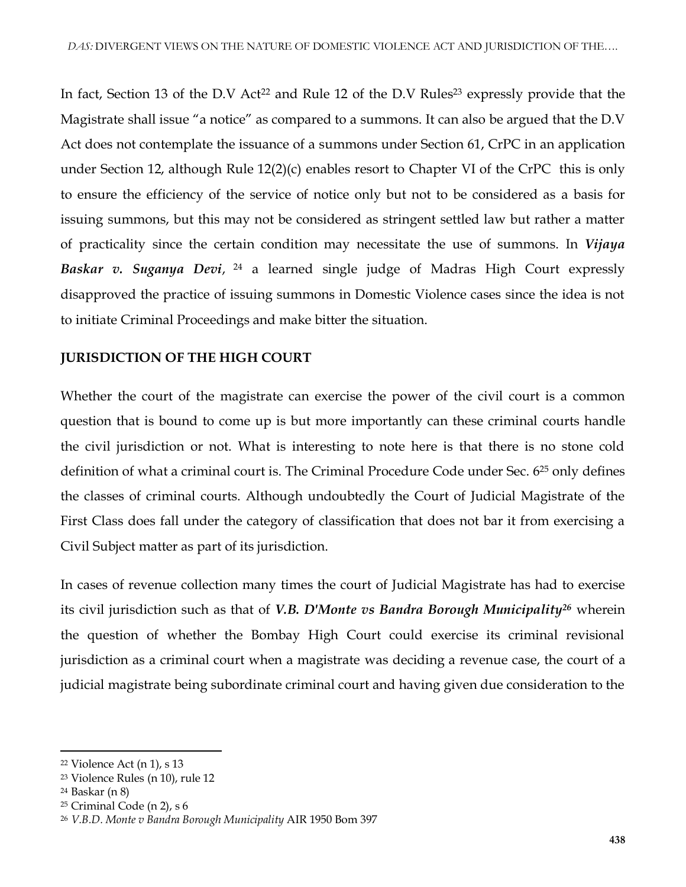In fact, Section 13 of the D.V Act[22] and Rule 12 of the D.V Rules[23] expressly provide that the Magistrate shall issue "a notice" as compared to a summons. It can also be argued that the D.V Act does not contemplate the issuance of a summons under Section 61, CrPC in an application under Section 12, although Rule 12(2)(c) enables resort to Chapter VI of the CrPC this is only to ensure the efficiency of the service of notice only but not to be considered as a basis for issuing summons, but this may not be considered as stringent settled law but rather a matter of practicality since the certain condition may necessitate the use of summons. In ***Vijaya Baskar v. Suganya Devi***, [24] a learned single judge of Madras High Court expressly disapproved the practice of issuing summons in Domestic Violence cases since the idea is not to initiate Criminal Proceedings and make bitter the situation.

**JURISDICTION OF THE HIGH COURT**

Whether the court of the magistrate can exercise the power of the civil court is a common question that is bound to come up is but more importantly can these criminal courts handle the civil jurisdiction or not. What is interesting to note here is that there is no stone cold definition of what a criminal court is. The Criminal Procedure Code under Sec. 6[25] only defines the classes of criminal courts. Although undoubtedly the Court of Judicial Magistrate of the First Class does fall under the category of classification that does not bar it from exercising a Civil Subject matter as part of its jurisdiction.

In cases of revenue collection many times the court of Judicial Magistrate has had to exercise its civil jurisdiction such as that of ***V.B. D'Monte vs Bandra Borough Municipality***[26] wherein the question of whether the Bombay High Court could exercise its criminal revisional jurisdiction as a criminal court when a magistrate was deciding a revenue case, the court of a judicial magistrate being subordinate criminal court and having given due consideration to the

---

[22] Violence Act (n 1), s 13

[23] Violence Rules (n 10), rule 12

[24] Baskar (n 8)

[25] Criminal Code (n 2), s 6

[26] *V.B.D. Monte v Bandra Borough Municipality* AIR 1950 Bom 397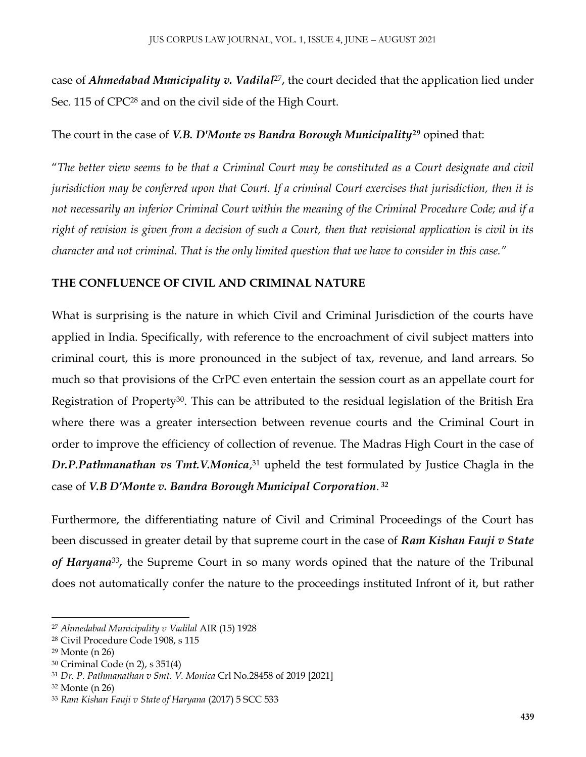case of ***Ahmedabad Municipality v. Vadilal***[27], the court decided that the application lied under Sec. 115 of CPC[28] and on the civil side of the High Court.

The court in the case of ***V.B. D'Monte vs Bandra Borough Municipality***[29] opined that:

"*The better view seems to be that a Criminal Court may be constituted as a Court designate and civil jurisdiction may be conferred upon that Court. If a criminal Court exercises that jurisdiction, then it is not necessarily an inferior Criminal Court within the meaning of the Criminal Procedure Code; and if a right of revision is given from a decision of such a Court, then that revisional application is civil in its character and not criminal. That is the only limited question that we have to consider in this case.*"

**THE CONFLUENCE OF CIVIL AND CRIMINAL NATURE**

What is surprising is the nature in which Civil and Criminal Jurisdiction of the courts have applied in India. Specifically, with reference to the encroachment of civil subject matters into criminal court, this is more pronounced in the subject of tax, revenue, and land arrears. So much so that provisions of the CrPC even entertain the session court as an appellate court for Registration of Property[30]. This can be attributed to the residual legislation of the British Era where there was a greater intersection between revenue courts and the Criminal Court in order to improve the efficiency of collection of revenue. The Madras High Court in the case of ***Dr.P.Pathmanathan vs Tmt.V.Monica***,[31] upheld the test formulated by Justice Chagla in the case of ***V.B D'Monte v. Bandra Borough Municipal Corporation***.[32]

Furthermore, the differentiating nature of Civil and Criminal Proceedings of the Court has been discussed in greater detail by that supreme court in the case of ***Ram Kishan Fauji v State of Haryana***[33], the Supreme Court in so many words opined that the nature of the Tribunal does not automatically confer the nature to the proceedings instituted Infront of it, but rather

---

[27] *Ahmedabad Municipality v Vadilal* AIR (15) 1928

[28] Civil Procedure Code 1908, s 115

[29] Monte (n 26)

[30] Criminal Code (n 2), s 351(4)

[31] *Dr. P. Pathmanathan v Smt. V. Monica* Crl No.28458 of 2019 [2021]

[32] Monte (n 26)

[33] *Ram Kishan Fauji v State of Haryana* (2017) 5 SCC 533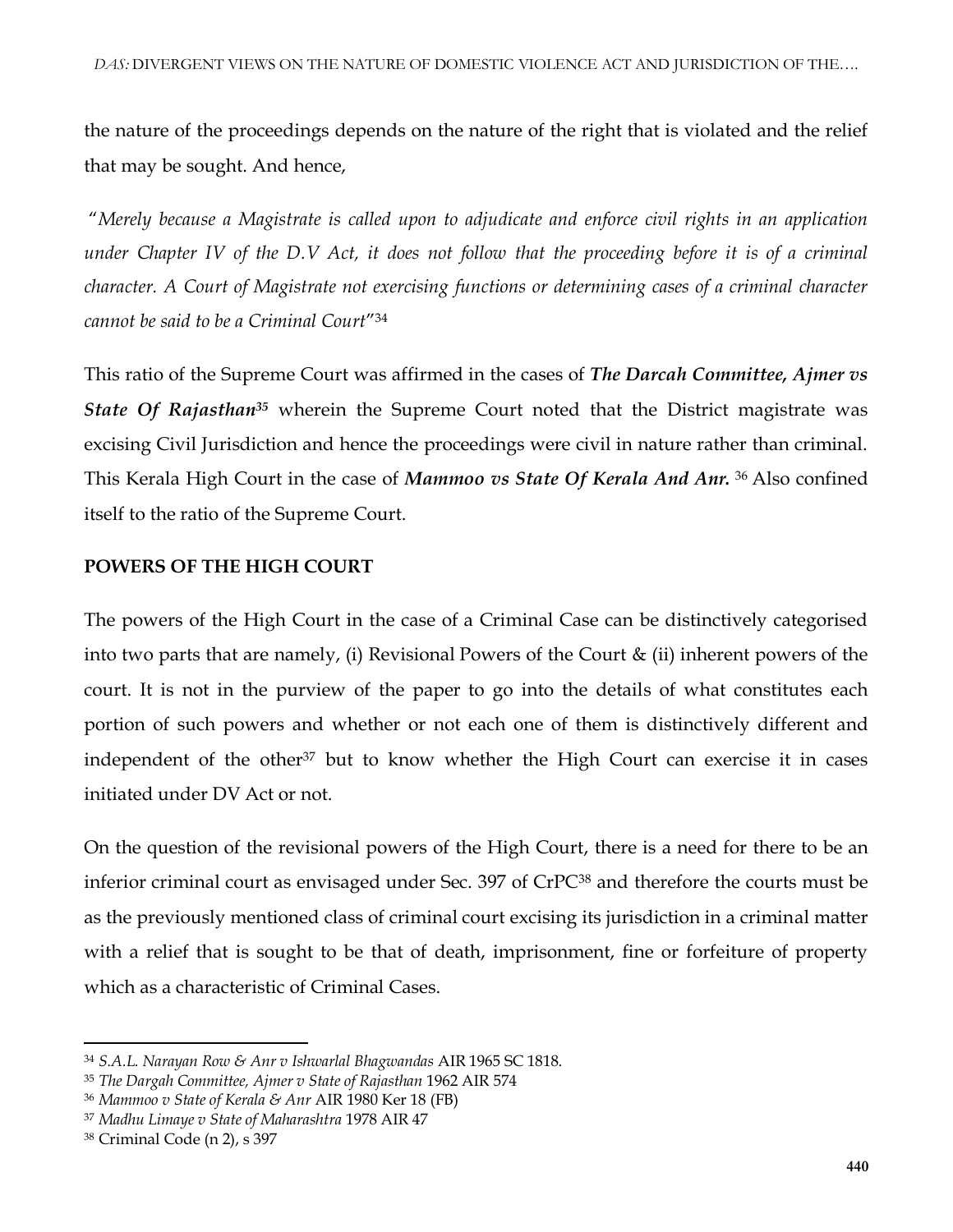the nature of the proceedings depends on the nature of the right that is violated and the relief that may be sought. And hence,

"*Merely because a Magistrate is called upon to adjudicate and enforce civil rights in an application under Chapter IV of the D.V Act, it does not follow that the proceeding before it is of a criminal character. A Court of Magistrate not exercising functions or determining cases of a criminal character cannot be said to be a Criminal Court*"[34]

This ratio of the Supreme Court was affirmed in the cases of ***The Darcah Committee, Ajmer vs State Of Rajasthan***[35] wherein the Supreme Court noted that the District magistrate was excising Civil Jurisdiction and hence the proceedings were civil in nature rather than criminal. This Kerala High Court in the case of ***Mammoo vs State Of Kerala And Anr.***[36] Also confined itself to the ratio of the Supreme Court.

**POWERS OF THE HIGH COURT**

The powers of the High Court in the case of a Criminal Case can be distinctively categorised into two parts that are namely, (i) Revisional Powers of the Court & (ii) inherent powers of the court. It is not in the purview of the paper to go into the details of what constitutes each portion of such powers and whether or not each one of them is distinctively different and independent of the other[37] but to know whether the High Court can exercise it in cases initiated under DV Act or not.

On the question of the revisional powers of the High Court, there is a need for there to be an inferior criminal court as envisaged under Sec. 397 of CrPC[38] and therefore the courts must be as the previously mentioned class of criminal court excising its jurisdiction in a criminal matter with a relief that is sought to be that of death, imprisonment, fine or forfeiture of property which as a characteristic of Criminal Cases.

---

[34] *S.A.L. Narayan Row & Anr v Ishwarlal Bhagwandas* AIR 1965 SC 1818.

[35] *The Dargah Committee, Ajmer v State of Rajasthan* 1962 AIR 574

[36] *Mammoo v State of Kerala & Anr* AIR 1980 Ker 18 (FB)

[37] *Madhu Limaye v State of Maharashtra* 1978 AIR 47

[38] Criminal Code (n 2), s 397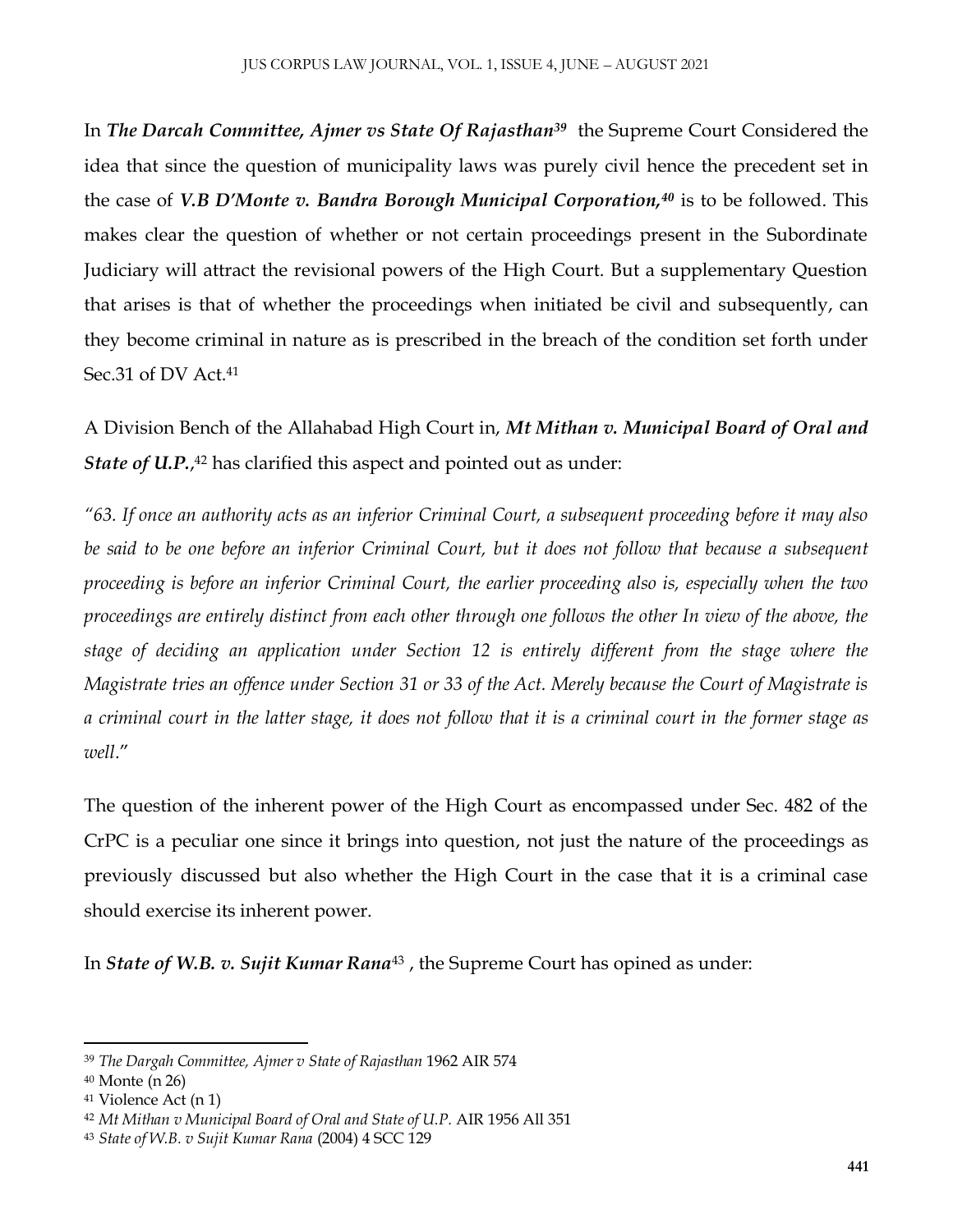In ***The Darcah Committee, Ajmer vs State Of Rajasthan***[39] the Supreme Court Considered the idea that since the question of municipality laws was purely civil hence the precedent set in the case of ***V.B D'Monte v. Bandra Borough Municipal Corporation,***[40] is to be followed. This makes clear the question of whether or not certain proceedings present in the Subordinate Judiciary will attract the revisional powers of the High Court. But a supplementary Question that arises is that of whether the proceedings when initiated be civil and subsequently, can they become criminal in nature as is prescribed in the breach of the condition set forth under Sec.31 of DV Act.[41]

A Division Bench of the Allahabad High Court in, ***Mt Mithan v. Municipal Board of Oral and State of U.P.***,[42] has clarified this aspect and pointed out as under:

*"63. If once an authority acts as an inferior Criminal Court, a subsequent proceeding before it may also be said to be one before an inferior Criminal Court, but it does not follow that because a subsequent proceeding is before an inferior Criminal Court, the earlier proceeding also is, especially when the two proceedings are entirely distinct from each other through one follows the other In view of the above, the stage of deciding an application under Section 12 is entirely different from the stage where the Magistrate tries an offence under Section 31 or 33 of the Act. Merely because the Court of Magistrate is a criminal court in the latter stage, it does not follow that it is a criminal court in the former stage as well."*

The question of the inherent power of the High Court as encompassed under Sec. 482 of the CrPC is a peculiar one since it brings into question, not just the nature of the proceedings as previously discussed but also whether the High Court in the case that it is a criminal case should exercise its inherent power.

In ***State of W.B. v. Sujit Kumar Rana***[43] , the Supreme Court has opined as under:

---

[39] *The Dargah Committee, Ajmer v State of Rajasthan* 1962 AIR 574

[40] Monte (n 26)

[41] Violence Act (n 1)

[42] *Mt Mithan v Municipal Board of Oral and State of U.P.* AIR 1956 All 351

[43] *State of W.B. v Sujit Kumar Rana* (2004) 4 SCC 129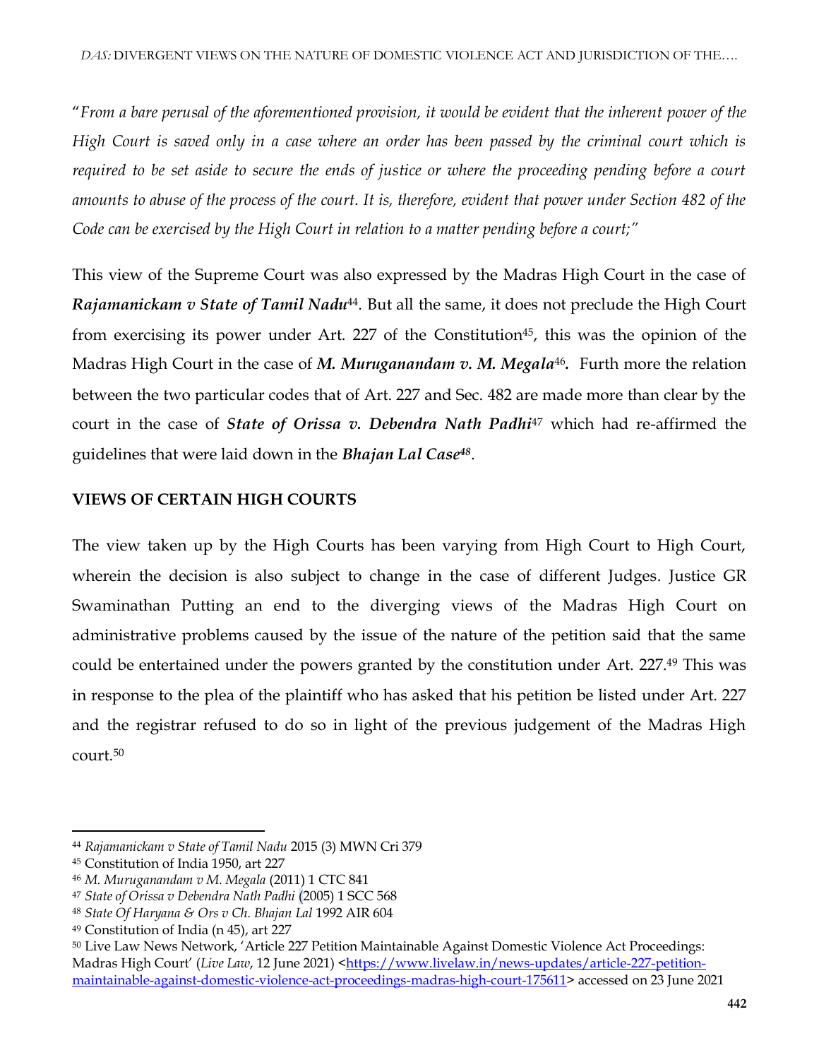"*From a bare perusal of the aforementioned provision, it would be evident that the inherent power of the High Court is saved only in a case where an order has been passed by the criminal court which is required to be set aside to secure the ends of justice or where the proceeding pending before a court amounts to abuse of the process of the court. It is, therefore, evident that power under Section 482 of the Code can be exercised by the High Court in relation to a matter pending before a court;*"

This view of the Supreme Court was also expressed by the Madras High Court in the case of ***Rajamanickam v State of Tamil Nadu***[44]. But all the same, it does not preclude the High Court from exercising its power under Art. 227 of the Constitution[45], this was the opinion of the Madras High Court in the case of ***M. Muruganandam v. M. Megala***[46]***.*** Furth more the relation between the two particular codes that of Art. 227 and Sec. 482 are made more than clear by the court in the case of ***State of Orissa v. Debendra Nath Padhi***[47] which had re-affirmed the guidelines that were laid down in the ***Bhajan Lal Case***[48].

**VIEWS OF CERTAIN HIGH COURTS**

The view taken up by the High Courts has been varying from High Court to High Court, wherein the decision is also subject to change in the case of different Judges. Justice GR Swaminathan Putting an end to the diverging views of the Madras High Court on administrative problems caused by the issue of the nature of the petition said that the same could be entertained under the powers granted by the constitution under Art. 227.[49] This was in response to the plea of the plaintiff who has asked that his petition be listed under Art. 227 and the registrar refused to do so in light of the previous judgement of the Madras High court.[50]

---

[44] *Rajamanickam v State of Tamil Nadu* 2015 (3) MWN Cri 379

[45] Constitution of India 1950, art 227

[46] *M. Muruganandam v M. Megala* (2011) 1 CTC 841

[47] *State of Orissa v Debendra Nath Padhi* (2005) 1 SCC 568

[48] *State Of Haryana & Ors v Ch. Bhajan Lal* 1992 AIR 604

[49] Constitution of India (n 45), art 227

[50] Live Law News Network, 'Article 227 Petition Maintainable Against Domestic Violence Act Proceedings: Madras High Court' (*Live Law*, 12 June 2021) <https://www.livelaw.in/news-updates/article-227-petition-maintainable-against-domestic-violence-act-proceedings-madras-high-court-175611> accessed on 23 June 2021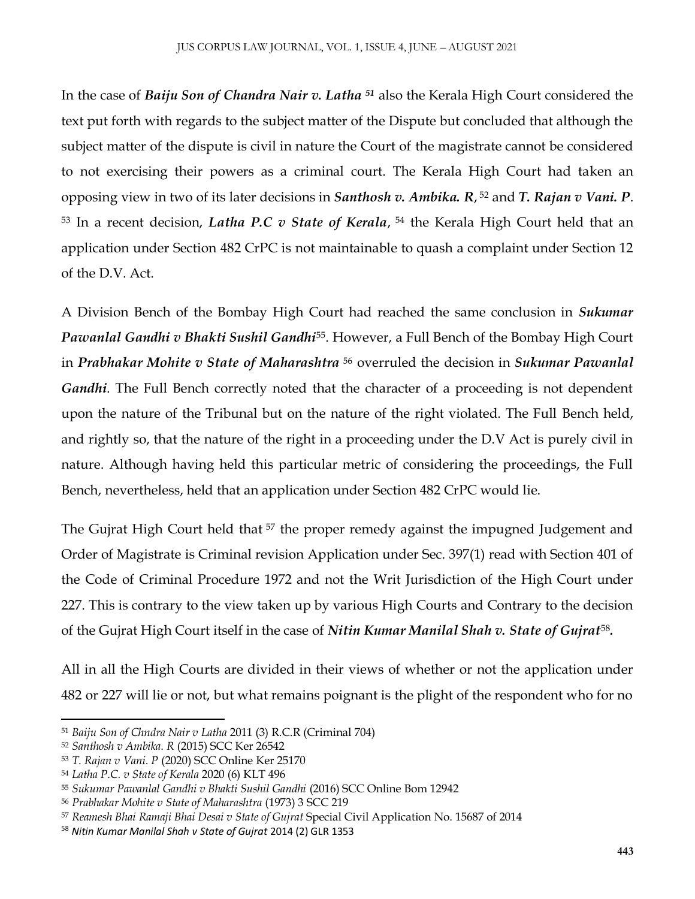In the case of ***Baiju Son of Chandra Nair v. Latha*** [51] also the Kerala High Court considered the text put forth with regards to the subject matter of the Dispute but concluded that although the subject matter of the dispute is civil in nature the Court of the magistrate cannot be considered to not exercising their powers as a criminal court. The Kerala High Court had taken an opposing view in two of its later decisions in ***Santhosh v. Ambika. R***, [52] and ***T. Rajan v Vani. P***. [53] In a recent decision, ***Latha P.C v State of Kerala***, [54] the Kerala High Court held that an application under Section 482 CrPC is not maintainable to quash a complaint under Section 12 of the D.V. Act.

A Division Bench of the Bombay High Court had reached the same conclusion in ***Sukumar Pawanlal Gandhi v Bhakti Sushil Gandhi***[55]. However, a Full Bench of the Bombay High Court in ***Prabhakar Mohite v State of Maharashtra*** [56] overruled the decision in ***Sukumar Pawanlal Gandhi***. The Full Bench correctly noted that the character of a proceeding is not dependent upon the nature of the Tribunal but on the nature of the right violated. The Full Bench held, and rightly so, that the nature of the right in a proceeding under the D.V Act is purely civil in nature. Although having held this particular metric of considering the proceedings, the Full Bench, nevertheless, held that an application under Section 482 CrPC would lie.

The Gujrat High Court held that [57] the proper remedy against the impugned Judgement and Order of Magistrate is Criminal revision Application under Sec. 397(1) read with Section 401 of the Code of Criminal Procedure 1972 and not the Writ Jurisdiction of the High Court under 227. This is contrary to the view taken up by various High Courts and Contrary to the decision of the Gujrat High Court itself in the case of ***Nitin Kumar Manilal Shah v. State of Gujrat***[58].

All in all the High Courts are divided in their views of whether or not the application under 482 or 227 will lie or not, but what remains poignant is the plight of the respondent who for no

---

[51] *Baiju Son of Chndra Nair v Latha* 2011 (3) R.C.R (Criminal 704)

[52] *Santhosh v Ambika. R* (2015) SCC Ker 26542

[53] *T. Rajan v Vani. P* (2020) SCC Online Ker 25170

[54] *Latha P.C. v State of Kerala* 2020 (6) KLT 496

[55] *Sukumar Pawanlal Gandhi v Bhakti Sushil Gandhi* (2016) SCC Online Bom 12942

[56] *Prabhakar Mohite v State of Maharashtra* (1973) 3 SCC 219

[57] *Reamesh Bhai Ramaji Bhai Desai v State of Gujrat* Special Civil Application No. 15687 of 2014

[58] *Nitin Kumar Manilal Shah v State of Gujrat* 2014 (2) GLR 1353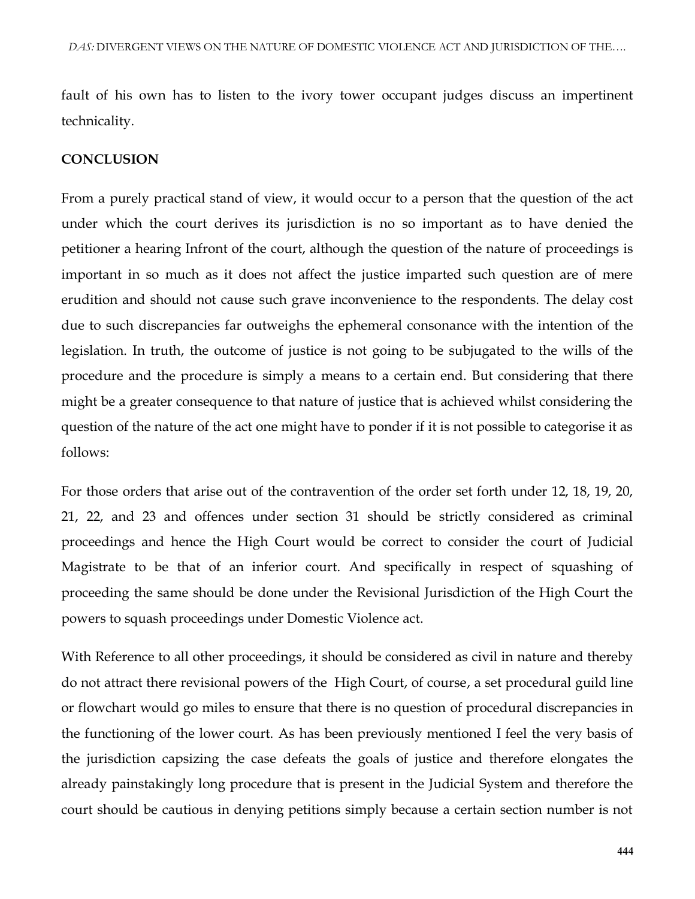fault of his own has to listen to the ivory tower occupant judges discuss an impertinent technicality.

## CONCLUSION

From a purely practical stand of view, it would occur to a person that the question of the act under which the court derives its jurisdiction is no so important as to have denied the petitioner a hearing Infront of the court, although the question of the nature of proceedings is important in so much as it does not affect the justice imparted such question are of mere erudition and should not cause such grave inconvenience to the respondents. The delay cost due to such discrepancies far outweighs the ephemeral consonance with the intention of the legislation. In truth, the outcome of justice is not going to be subjugated to the wills of the procedure and the procedure is simply a means to a certain end. But considering that there might be a greater consequence to that nature of justice that is achieved whilst considering the question of the nature of the act one might have to ponder if it is not possible to categorise it as follows:

For those orders that arise out of the contravention of the order set forth under 12, 18, 19, 20, 21, 22, and 23 and offences under section 31 should be strictly considered as criminal proceedings and hence the High Court would be correct to consider the court of Judicial Magistrate to be that of an inferior court. And specifically in respect of squashing of proceeding the same should be done under the Revisional Jurisdiction of the High Court the powers to squash proceedings under Domestic Violence act.

With Reference to all other proceedings, it should be considered as civil in nature and thereby do not attract there revisional powers of the High Court, of course, a set procedural guild line or flowchart would go miles to ensure that there is no question of procedural discrepancies in the functioning of the lower court. As has been previously mentioned I feel the very basis of the jurisdiction capsizing the case defeats the goals of justice and therefore elongates the already painstakingly long procedure that is present in the Judicial System and therefore the court should be cautious in denying petitions simply because a certain section number is not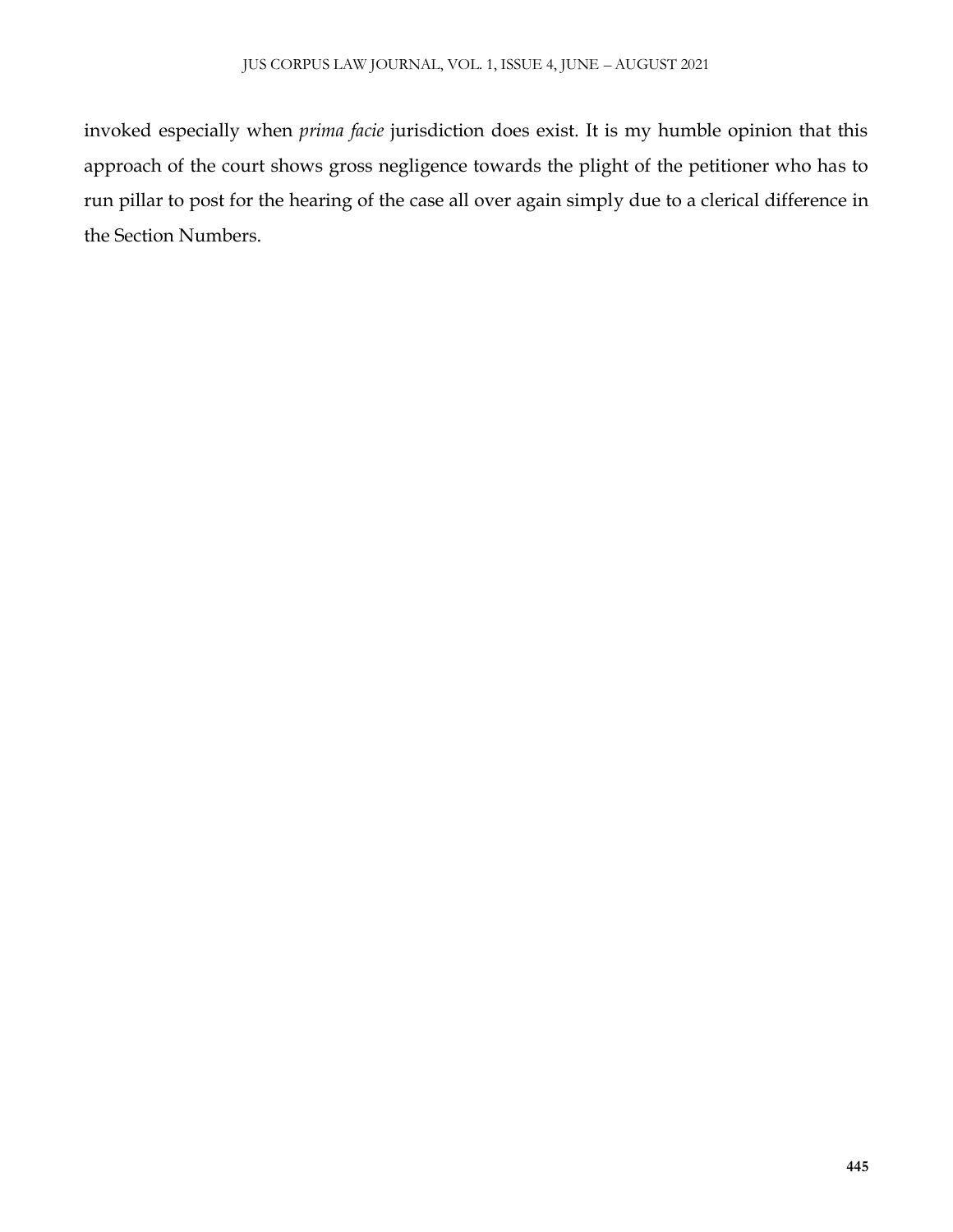invoked especially when *prima facie* jurisdiction does exist. It is my humble opinion that this approach of the court shows gross negligence towards the plight of the petitioner who has to run pillar to post for the hearing of the case all over again simply due to a clerical difference in the Section Numbers.